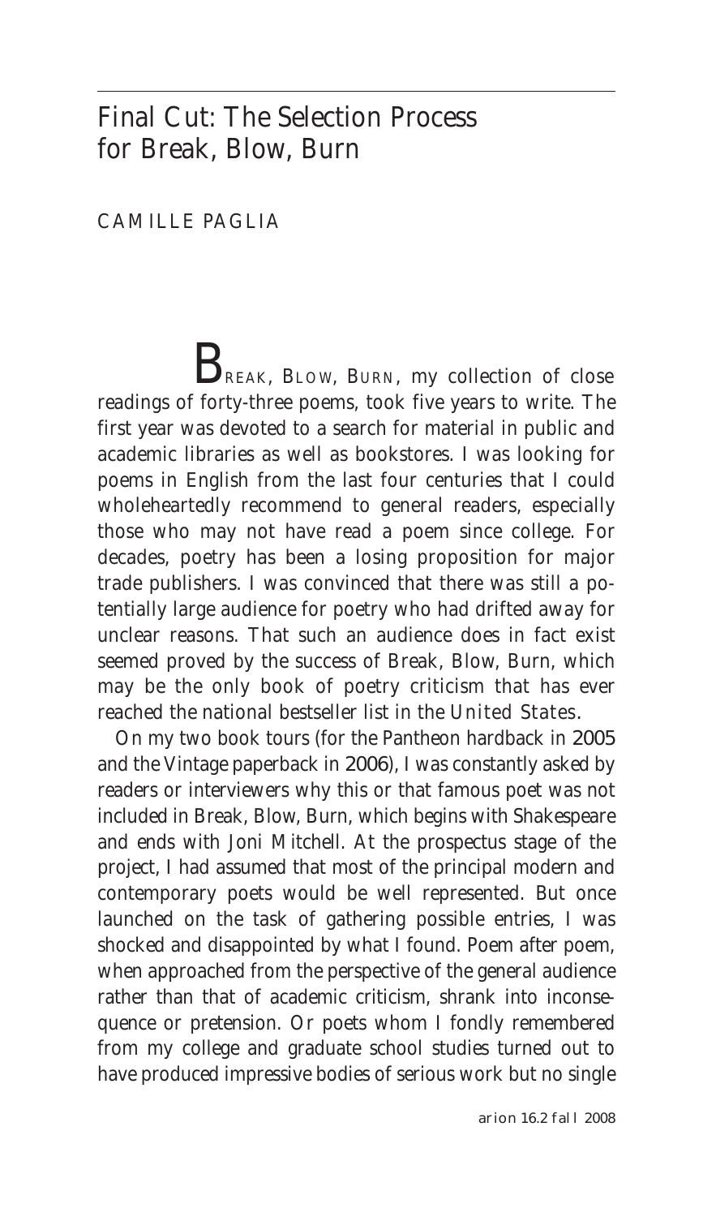# Final Cut: The Selection Process for Break, Blow, Burn

CAMILLE PAGLIA

BREAK, BLOW, BURN, my collection of close readings of forty-three poems, took five years to write. The first year was devoted to a search for material in public and academic libraries as well as bookstores. I was looking for poems in English from the last four centuries that I could wholeheartedly recommend to general readers, especially those who may not have read a poem since college. For decades, poetry has been a losing proposition for major trade publishers. I was convinced that there was still a potentially large audience for poetry who had drifted away for unclear reasons. That such an audience does in fact exist seemed proved by the success of Break, Blow, Burn, which may be the only book of poetry criticism that has ever reached the national bestseller list in the United States.

On my two book tours (for the Pantheon hardback in 2005 and the Vintage paperback in 2006), I was constantly asked by readers or interviewers why this or that famous poet was not included in Break, Blow, Burn, which begins with Shakespeare and ends with Joni Mitchell. At the prospectus stage of the project, I had assumed that most of the principal modern and contemporary poets would be well represented. But once launched on the task of gathering possible entries, I was shocked and disappointed by what I found. Poem after poem, when approached from the perspective of the general audience rather than that of academic criticism, shrank into inconsequence or pretension. Or poets whom I fondly remembered from my college and graduate school studies turned out to have produced impressive bodies of serious work but no single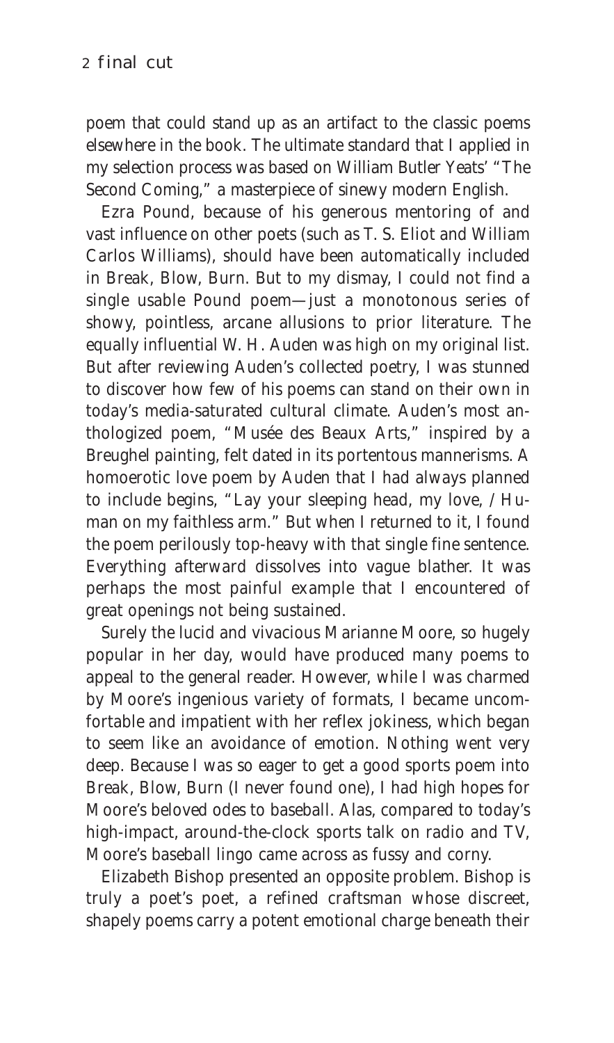poem that could stand up as an artifact to the classic poems elsewhere in the book. The ultimate standard that I applied in my selection process was based on William Butler Yeats' "The Second Coming," a masterpiece of sinewy modern English.

Ezra Pound, because of his generous mentoring of and vast influence on other poets (such as T. S. Eliot and William Carlos Williams), should have been automatically included in Break, Blow, Burn. But to my dismay, I could not find a single usable Pound poem—just a monotonous series of showy, pointless, arcane allusions to prior literature. The equally influential W. H. Auden was high on my original list. But after reviewing Auden's collected poetry, I was stunned to discover how few of his poems can stand on their own in today's media-saturated cultural climate. Auden's most anthologized poem, "Musée des Beaux Arts," inspired by a Breughel painting, felt dated in its portentous mannerisms. A homoerotic love poem by Auden that I had always planned to include begins, "Lay your sleeping head, my love, / Human on my faithless arm." But when I returned to it, I found the poem perilously top-heavy with that single fine sentence. Everything afterward dissolves into vague blather. It was perhaps the most painful example that I encountered of great openings not being sustained.

Surely the lucid and vivacious Marianne Moore, so hugely popular in her day, would have produced many poems to appeal to the general reader. However, while I was charmed by Moore's ingenious variety of formats, I became uncomfortable and impatient with her reflex jokiness, which began to seem like an avoidance of emotion. Nothing went very deep. Because I was so eager to get a good sports poem into Break, Blow, Burn (I never found one), I had high hopes for Moore's beloved odes to baseball. Alas, compared to today's high-impact, around-the-clock sports talk on radio and TV, Moore's baseball lingo came across as fussy and corny.

Elizabeth Bishop presented an opposite problem. Bishop is truly a poet's poet, a refined craftsman whose discreet, shapely poems carry a potent emotional charge beneath their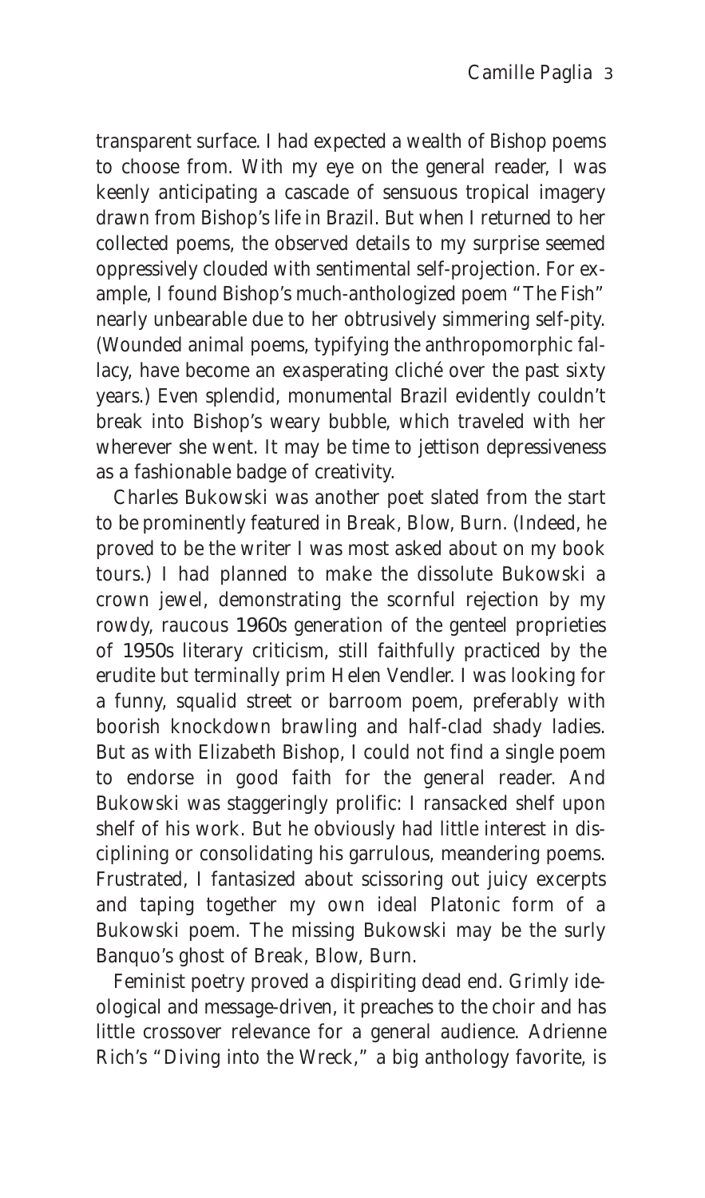transparent surface. I had expected a wealth of Bishop poems to choose from. With my eye on the general reader, I was keenly anticipating a cascade of sensuous tropical imagery drawn from Bishop's life in Brazil. But when I returned to her collected poems, the observed details to my surprise seemed oppressively clouded with sentimental self-projection. For example, I found Bishop's much-anthologized poem "The Fish" nearly unbearable due to her obtrusively simmering self-pity. (Wounded animal poems, typifying the anthropomorphic fallacy, have become an exasperating cliché over the past sixty years.) Even splendid, monumental Brazil evidently couldn't break into Bishop's weary bubble, which traveled with her wherever she went. It may be time to jettison depressiveness as a fashionable badge of creativity.

Charles Bukowski was another poet slated from the start to be prominently featured in Break, Blow, Burn. (Indeed, he proved to be the writer I was most asked about on my book tours.) I had planned to make the dissolute Bukowski a crown jewel, demonstrating the scornful rejection by my rowdy, raucous 1960s generation of the genteel proprieties of 1950s literary criticism, still faithfully practiced by the erudite but terminally prim Helen Vendler. I was looking for a funny, squalid street or barroom poem, preferably with boorish knockdown brawling and half-clad shady ladies. But as with Elizabeth Bishop, I could not find a single poem to endorse in good faith for the general reader. And Bukowski was staggeringly prolific: I ransacked shelf upon shelf of his work. But he obviously had little interest in disciplining or consolidating his garrulous, meandering poems. Frustrated, I fantasized about scissoring out juicy excerpts and taping together my own ideal Platonic form of a Bukowski poem. The missing Bukowski may be the surly Banquo's ghost of Break, Blow, Burn.

Feminist poetry proved a dispiriting dead end. Grimly ideological and message-driven, it preaches to the choir and has little crossover relevance for a general audience. Adrienne Rich's "Diving into the Wreck," a big anthology favorite, is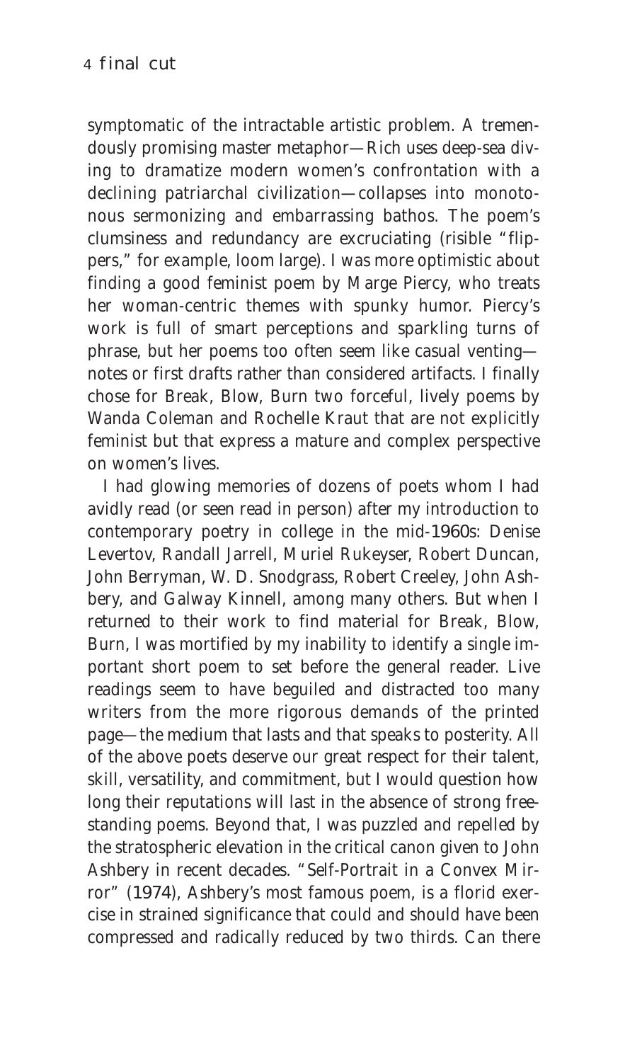symptomatic of the intractable artistic problem. A tremendously promising master metaphor—Rich uses deep-sea diving to dramatize modern women's confrontation with a declining patriarchal civilization—collapses into monotonous sermonizing and embarrassing bathos. The poem's clumsiness and redundancy are excruciating (risible "flippers," for example, loom large). I was more optimistic about finding a good feminist poem by Marge Piercy, who treats her woman-centric themes with spunky humor. Piercy's work is full of smart perceptions and sparkling turns of phrase, but her poems too often seem like casual venting—notes or first drafts rather than considered artifacts. I finally chose for Break, Blow, Burn two forceful, lively poems by Wanda Coleman and Rochelle Kraut that are not explicitly feminist but that express a mature and complex perspective on women's lives.

I had glowing memories of dozens of poets whom I had avidly read (or seen read in person) after my introduction to contemporary poetry in college in the mid-1960s: Denise Levertov, Randall Jarrell, Muriel Rukeyser, Robert Duncan, John Berryman, W. D. Snodgrass, Robert Creeley, John Ashbery, and Galway Kinnell, among many others. But when I returned to their work to find material for Break, Blow, Burn, I was mortified by my inability to identify a single important short poem to set before the general reader. Live readings seem to have beguiled and distracted too many writers from the more rigorous demands of the printed page—the medium that lasts and that speaks to posterity. All of the above poets deserve our great respect for their talent, skill, versatility, and commitment, but I would question how long their reputations will last in the absence of strong freestanding poems. Beyond that, I was puzzled and repelled by the stratospheric elevation in the critical canon given to John Ashbery in recent decades. "Self-Portrait in a Convex Mirror" (1974), Ashbery's most famous poem, is a florid exercise in strained significance that could and should have been compressed and radically reduced by two thirds. Can there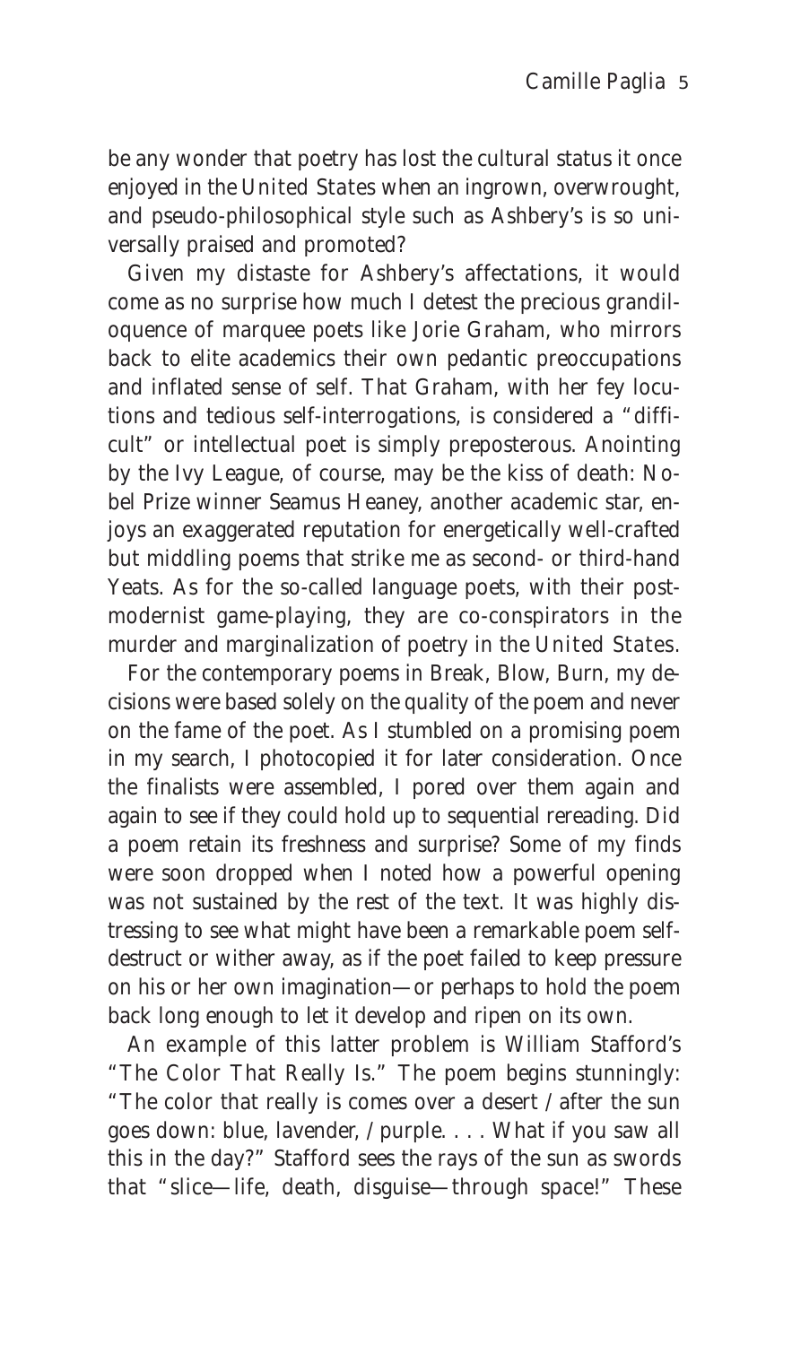be any wonder that poetry has lost the cultural status it once enjoyed in the United States when an ingrown, overwrought, and pseudo-philosophical style such as Ashbery's is so universally praised and promoted?

Given my distaste for Ashbery's affectations, it would come as no surprise how much I detest the precious grandiloquence of marquee poets like Jorie Graham, who mirrors back to elite academics their own pedantic preoccupations and inflated sense of self. That Graham, with her fey locutions and tedious self-interrogations, is considered a "difficult" or intellectual poet is simply preposterous. Anointing by the Ivy League, of course, may be the kiss of death: Nobel Prize winner Seamus Heaney, another academic star, enjoys an exaggerated reputation for energetically well-crafted but middling poems that strike me as second- or third-hand Yeats. As for the so-called language poets, with their postmodernist game-playing, they are co-conspirators in the murder and marginalization of poetry in the United States.

For the contemporary poems in *Break, Blow, Burn*, my decisions were based solely on the quality of the poem and never on the fame of the poet. As I stumbled on a promising poem in my search, I photocopied it for later consideration. Once the finalists were assembled, I pored over them again and again to see if they could hold up to sequential rereading. Did a poem retain its freshness and surprise? Some of my finds were soon dropped when I noted how a powerful opening was not sustained by the rest of the text. It was highly distressing to see what might have been a remarkable poem self-destruct or wither away, as if the poet failed to keep pressure on his or her own imagination—or perhaps to hold the poem back long enough to let it develop and ripen on its own.

An example of this latter problem is William Stafford's "The Color That Really Is." The poem begins stunningly: "The color that really is comes over a desert / after the sun goes down: blue, lavender, / purple. . . . What if you saw all this in the day?" Stafford sees the rays of the sun as swords that "slice—life, death, disguise—through space!" These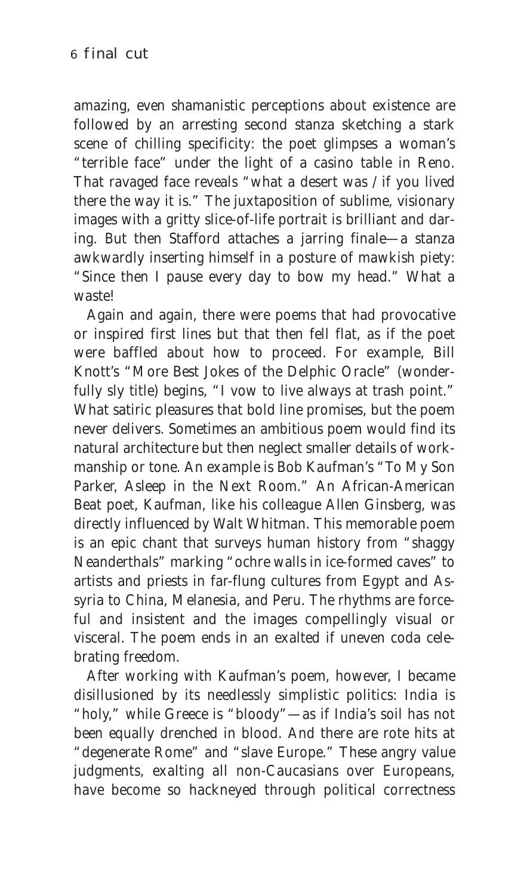amazing, even shamanistic perceptions about existence are followed by an arresting second stanza sketching a stark scene of chilling specificity: the poet glimpses a woman's "terrible face" under the light of a casino table in Reno. That ravaged face reveals "what a desert was / if you lived there the way it is." The juxtaposition of sublime, visionary images with a gritty slice-of-life portrait is brilliant and daring. But then Stafford attaches a jarring finale—a stanza awkwardly inserting himself in a posture of mawkish piety: "Since then I pause every day to bow my head." What a waste!

Again and again, there were poems that had provocative or inspired first lines but that then fell flat, as if the poet were baffled about how to proceed. For example, Bill Knott's "More Best Jokes of the Delphic Oracle" (wonderfully sly title) begins, "I vow to live always at trash point." What satiric pleasures that bold line promises, but the poem never delivers. Sometimes an ambitious poem would find its natural architecture but then neglect smaller details of workmanship or tone. An example is Bob Kaufman's "To My Son Parker, Asleep in the Next Room." An African-American Beat poet, Kaufman, like his colleague Allen Ginsberg, was directly influenced by Walt Whitman. This memorable poem is an epic chant that surveys human history from "shaggy Neanderthals" marking "ochre walls in ice-formed caves" to artists and priests in far-flung cultures from Egypt and Assyria to China, Melanesia, and Peru. The rhythms are forceful and insistent and the images compellingly visual or visceral. The poem ends in an exalted if uneven coda celebrating freedom.

After working with Kaufman's poem, however, I became disillusioned by its needlessly simplistic politics: India is "holy," while Greece is "bloody"—as if India's soil has not been equally drenched in blood. And there are rote hits at "degenerate Rome" and "slave Europe." These angry value judgments, exalting all non-Caucasians over Europeans, have become so hackneyed through political correctness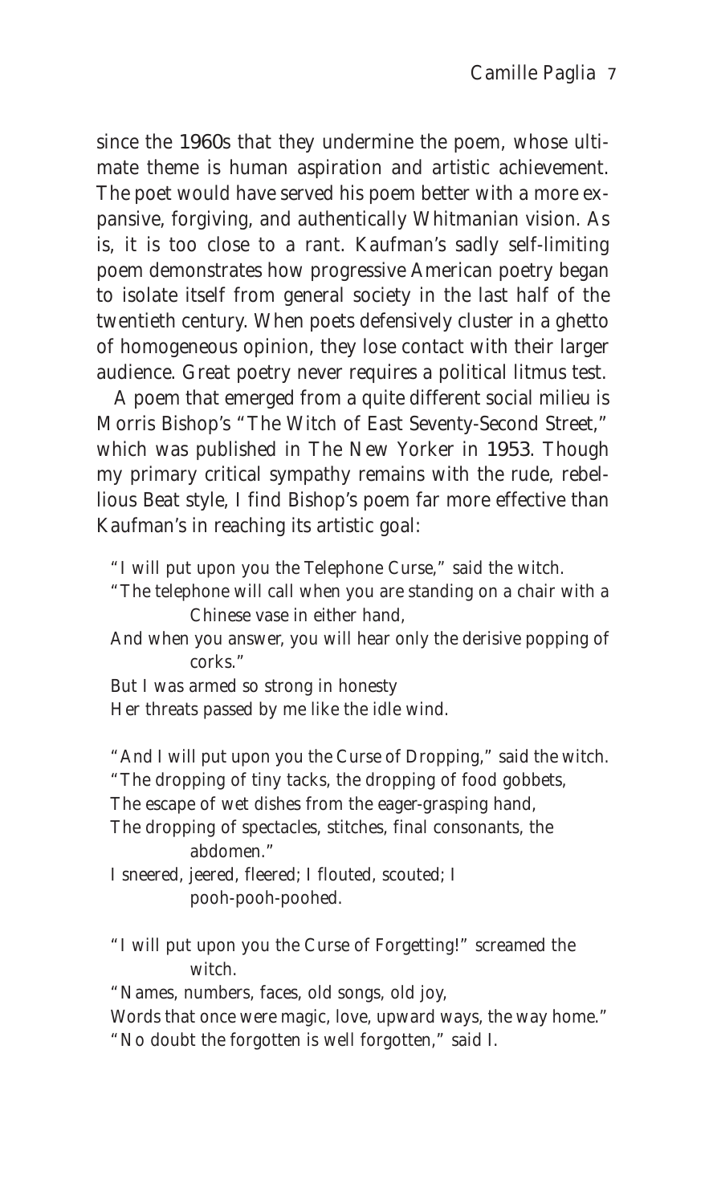since the 1960s that they undermine the poem, whose ultimate theme is human aspiration and artistic achievement. The poet would have served his poem better with a more expansive, forgiving, and authentically Whitmanian vision. As is, it is too close to a rant. Kaufman's sadly self-limiting poem demonstrates how progressive American poetry began to isolate itself from general society in the last half of the twentieth century. When poets defensively cluster in a ghetto of homogeneous opinion, they lose contact with their larger audience. Great poetry never requires a political litmus test.

A poem that emerged from a quite different social milieu is Morris Bishop's "The Witch of East Seventy-Second Street," which was published in The New Yorker in 1953. Though my primary critical sympathy remains with the rude, rebellious Beat style, I find Bishop's poem far more effective than Kaufman's in reaching its artistic goal:

> "I will put upon you the Telephone Curse," said the witch.
> "The telephone will call when you are standing on a chair with a Chinese vase in either hand,
> And when you answer, you will hear only the derisive popping of corks."
> But I was armed so strong in honesty
> Her threats passed by me like the idle wind.
>
> "And I will put upon you the Curse of Dropping," said the witch.
> "The dropping of tiny tacks, the dropping of food gobbets,
> The escape of wet dishes from the eager-grasping hand,
> The dropping of spectacles, stitches, final consonants, the abdomen."
> I sneered, jeered, fleered; I flouted, scouted; I pooh-pooh-poohed.
>
> "I will put upon you the Curse of Forgetting!" screamed the witch.
> "Names, numbers, faces, old songs, old joy,
> Words that once were magic, love, upward ways, the way home."
> "No doubt the forgotten is well forgotten," said I.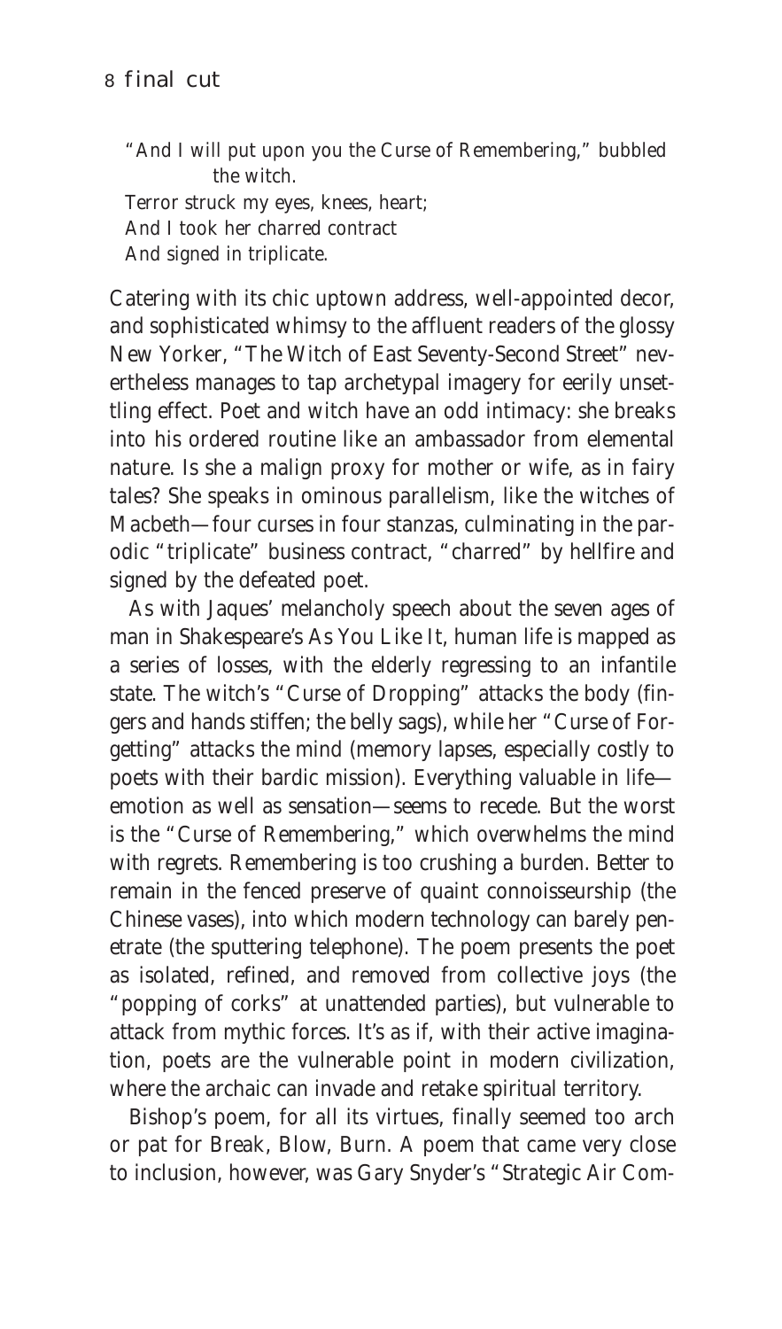"And I will put upon you the Curse of Remembering," bubbled the witch.
Terror struck my eyes, knees, heart;
And I took her charred contract
And signed in triplicate.

Catering with its chic uptown address, well-appointed decor, and sophisticated whimsy to the affluent readers of the glossy *New Yorker*, "The Witch of East Seventy-Second Street" nevertheless manages to tap archetypal imagery for eerily unsettling effect. Poet and witch have an odd intimacy: she breaks into his ordered routine like an ambassador from elemental nature. Is she a malign proxy for mother or wife, as in fairy tales? She speaks in ominous parallelism, like the witches of *Macbeth*—four curses in four stanzas, culminating in the parodic "triplicate" business contract, "charred" by hellfire and signed by the defeated poet.

As with Jaques' melancholy speech about the seven ages of man in Shakespeare's *As You Like It*, human life is mapped as a series of losses, with the elderly regressing to an infantile state. The witch's "Curse of Dropping" attacks the body (fingers and hands stiffen; the belly sags), while her "Curse of Forgetting" attacks the mind (memory lapses, especially costly to poets with their bardic mission). Everything valuable in life—emotion as well as sensation—seems to recede. But the worst is the "Curse of Remembering," which overwhelms the mind with regrets. Remembering is too crushing a burden. Better to remain in the fenced preserve of quaint connoisseurship (the Chinese vases), into which modern technology can barely penetrate (the sputtering telephone). The poem presents the poet as isolated, refined, and removed from collective joys (the "popping of corks" at unattended parties), but vulnerable to attack from mythic forces. It's as if, with their active imagination, poets are the vulnerable point in modern civilization, where the archaic can invade and retake spiritual territory.

Bishop's poem, for all its virtues, finally seemed too arch or pat for *Break, Blow, Burn*. A poem that came very close to inclusion, however, was Gary Snyder's "Strategic Air Com-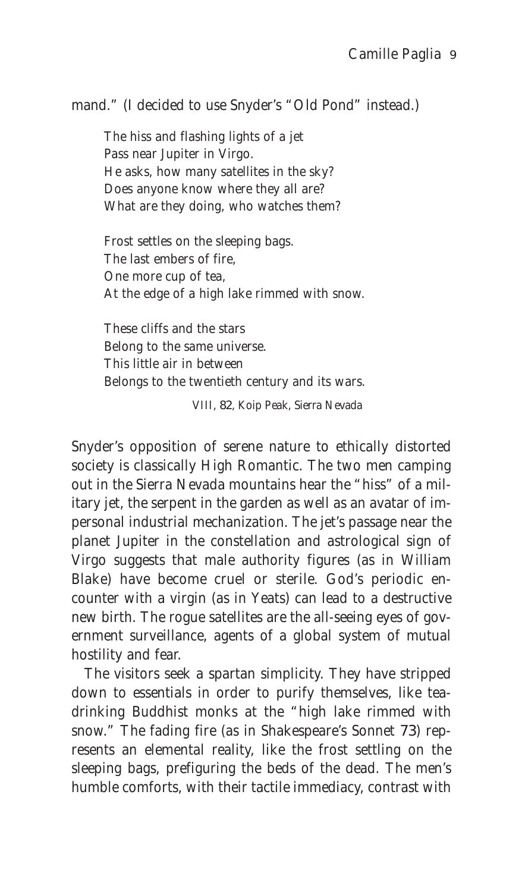mand." (I decided to use Snyder's "Old Pond" instead.)

> The hiss and flashing lights of a jet
> Pass near Jupiter in Virgo.
> He asks, how many satellites in the sky?
> Does anyone know where they all are?
> What are they doing, who watches them?
>
> Frost settles on the sleeping bags.
> The last embers of fire,
> One more cup of tea,
> At the edge of a high lake rimmed with snow.
>
> These cliffs and the stars
> Belong to the same universe.
> This little air in between
> Belongs to the twentieth century and its wars.
>
> *VIII, 82, Koip Peak, Sierra Nevada*

Snyder's opposition of serene nature to ethically distorted society is classically High Romantic. The two men camping out in the Sierra Nevada mountains hear the "hiss" of a military jet, the serpent in the garden as well as an avatar of impersonal industrial mechanization. The jet's passage near the planet Jupiter in the constellation and astrological sign of Virgo suggests that male authority figures (as in William Blake) have become cruel or sterile. God's periodic encounter with a virgin (as in Yeats) can lead to a destructive new birth. The rogue satellites are the all-seeing eyes of government surveillance, agents of a global system of mutual hostility and fear.

The visitors seek a spartan simplicity. They have stripped down to essentials in order to purify themselves, like tea-drinking Buddhist monks at the "high lake rimmed with snow." The fading fire (as in Shakespeare's Sonnet 73) represents an elemental reality, like the frost settling on the sleeping bags, prefiguring the beds of the dead. The men's humble comforts, with their tactile immediacy, contrast with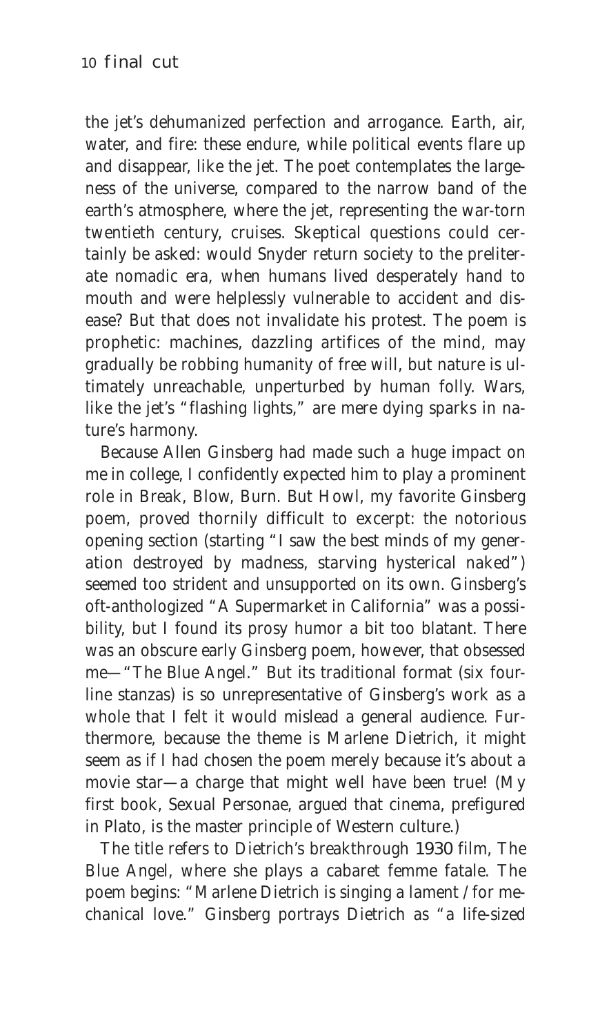the jet's dehumanized perfection and arrogance. Earth, air, water, and fire: these endure, while political events flare up and disappear, like the jet. The poet contemplates the largeness of the universe, compared to the narrow band of the earth's atmosphere, where the jet, representing the war-torn twentieth century, cruises. Skeptical questions could certainly be asked: would Snyder return society to the preliterate nomadic era, when humans lived desperately hand to mouth and were helplessly vulnerable to accident and disease? But that does not invalidate his protest. The poem is prophetic: machines, dazzling artifices of the mind, may gradually be robbing humanity of free will, but nature is ultimately unreachable, unperturbed by human folly. Wars, like the jet's "flashing lights," are mere dying sparks in nature's harmony.

Because Allen Ginsberg had made such a huge impact on me in college, I confidently expected him to play a prominent role in *Break, Blow, Burn*. But *Howl*, my favorite Ginsberg poem, proved thornily difficult to excerpt: the notorious opening section (starting "I saw the best minds of my generation destroyed by madness, starving hysterical naked") seemed too strident and unsupported on its own. Ginsberg's oft-anthologized "A Supermarket in California" was a possibility, but I found its prosy humor a bit too blatant. There was an obscure early Ginsberg poem, however, that obsessed me—"The Blue Angel." But its traditional format (six four-line stanzas) is so unrepresentative of Ginsberg's work as a whole that I felt it would mislead a general audience. Furthermore, because the theme is Marlene Dietrich, it might seem as if I had chosen the poem merely because it's about a movie star—a charge that might well have been true! (My first book, *Sexual Personae*, argued that cinema, prefigured in Plato, is the master principle of Western culture.)

The title refers to Dietrich's breakthrough 1930 film, *The Blue Angel*, where she plays a cabaret femme fatale. The poem begins: "Marlene Dietrich is singing a lament / for mechanical love." Ginsberg portrays Dietrich as "a life-sized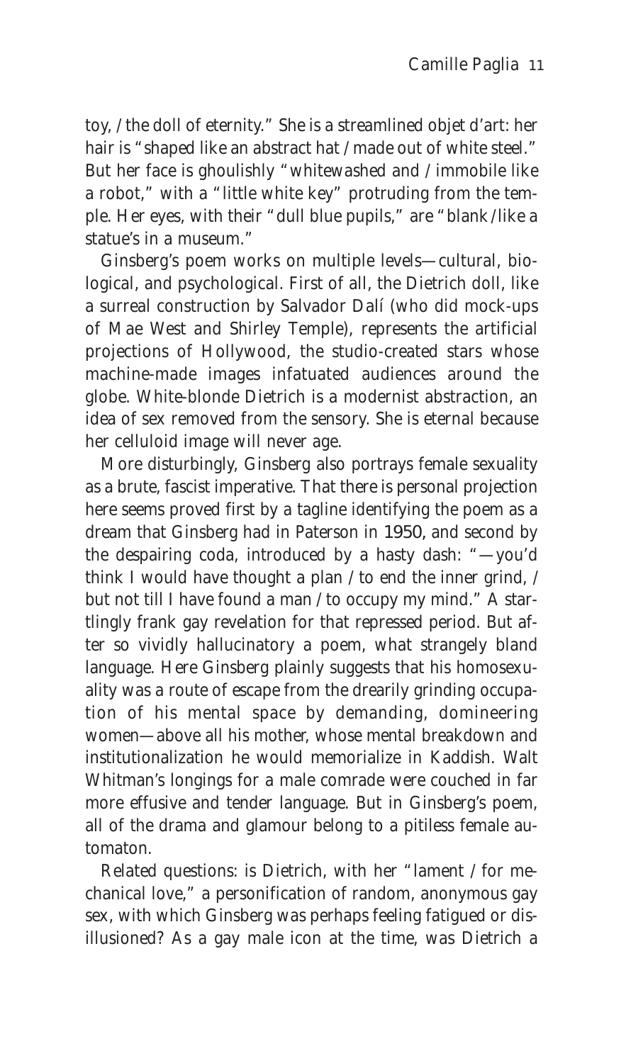toy, / the doll of eternity." She is a streamlined objet d'art: her hair is "shaped like an abstract hat / made out of white steel." But her face is ghoulishly "whitewashed and / immobile like a robot," with a "little white key" protruding from the temple. Her eyes, with their "dull blue pupils," are "blank /like a statue's in a museum."

Ginsberg's poem works on multiple levels—cultural, biological, and psychological. First of all, the Dietrich doll, like a surreal construction by Salvador Dalí (who did mock-ups of Mae West and Shirley Temple), represents the artificial projections of Hollywood, the studio-created stars whose machine-made images infatuated audiences around the globe. White-blonde Dietrich is a modernist abstraction, an idea of sex removed from the sensory. She is eternal because her celluloid image will never age.

More disturbingly, Ginsberg also portrays female sexuality as a brute, fascist imperative. That there is personal projection here seems proved first by a tagline identifying the poem as a dream that Ginsberg had in Paterson in 1950, and second by the despairing coda, introduced by a hasty dash: "—you'd think I would have thought a plan / to end the inner grind, / but not till I have found a man / to occupy my mind." A startlingly frank gay revelation for that repressed period. But after so vividly hallucinatory a poem, what strangely bland language. Here Ginsberg plainly suggests that his homosexuality was a route of escape from the drearily grinding occupation of his mental space by demanding, domineering women—above all his mother, whose mental breakdown and institutionalization he would memorialize in Kaddish. Walt Whitman's longings for a male comrade were couched in far more effusive and tender language. But in Ginsberg's poem, all of the drama and glamour belong to a pitiless female automaton.

Related questions: is Dietrich, with her "lament / for mechanical love," a personification of random, anonymous gay sex, with which Ginsberg was perhaps feeling fatigued or disillusioned? As a gay male icon at the time, was Dietrich a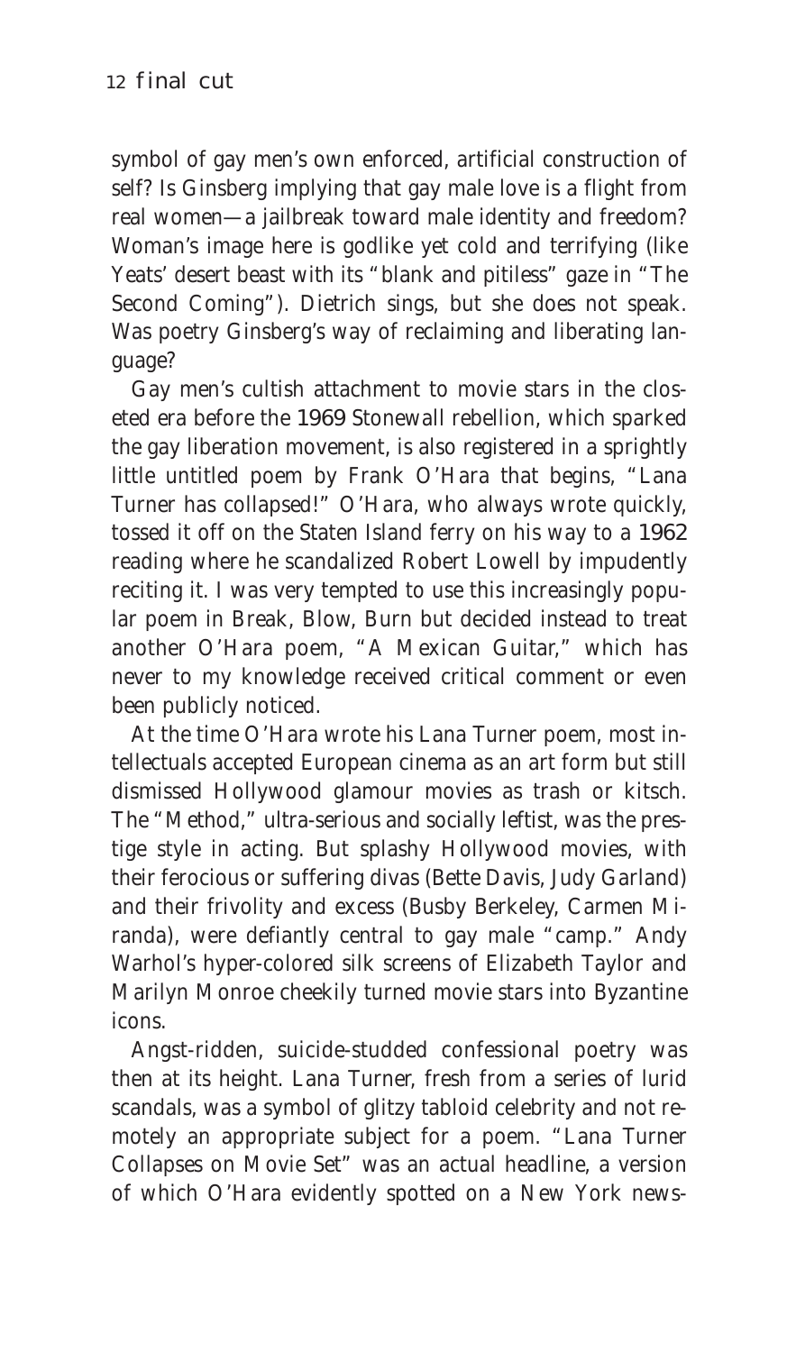symbol of gay men's own enforced, artificial construction of self? Is Ginsberg implying that gay male love is a flight from real women—a jailbreak toward male identity and freedom? Woman's image here is godlike yet cold and terrifying (like Yeats' desert beast with its "blank and pitiless" gaze in "The Second Coming"). Dietrich sings, but she does not speak. Was poetry Ginsberg's way of reclaiming and liberating language?

Gay men's cultish attachment to movie stars in the closeted era before the 1969 Stonewall rebellion, which sparked the gay liberation movement, is also registered in a sprightly little untitled poem by Frank O'Hara that begins, "Lana Turner has collapsed!" O'Hara, who always wrote quickly, tossed it off on the Staten Island ferry on his way to a 1962 reading where he scandalized Robert Lowell by impudently reciting it. I was very tempted to use this increasingly popular poem in *Break, Blow, Burn* but decided instead to treat another O'Hara poem, "A Mexican Guitar," which has never to my knowledge received critical comment or even been publicly noticed.

At the time O'Hara wrote his Lana Turner poem, most intellectuals accepted European cinema as an art form but still dismissed Hollywood glamour movies as trash or kitsch. The "Method," ultra-serious and socially leftist, was the prestige style in acting. But splashy Hollywood movies, with their ferocious or suffering divas (Bette Davis, Judy Garland) and their frivolity and excess (Busby Berkeley, Carmen Miranda), were defiantly central to gay male "camp." Andy Warhol's hyper-colored silk screens of Elizabeth Taylor and Marilyn Monroe cheekily turned movie stars into Byzantine icons.

Angst-ridden, suicide-studded confessional poetry was then at its height. Lana Turner, fresh from a series of lurid scandals, was a symbol of glitzy tabloid celebrity and not remotely an appropriate subject for a poem. "Lana Turner Collapses on Movie Set" was an actual headline, a version of which O'Hara evidently spotted on a New York news-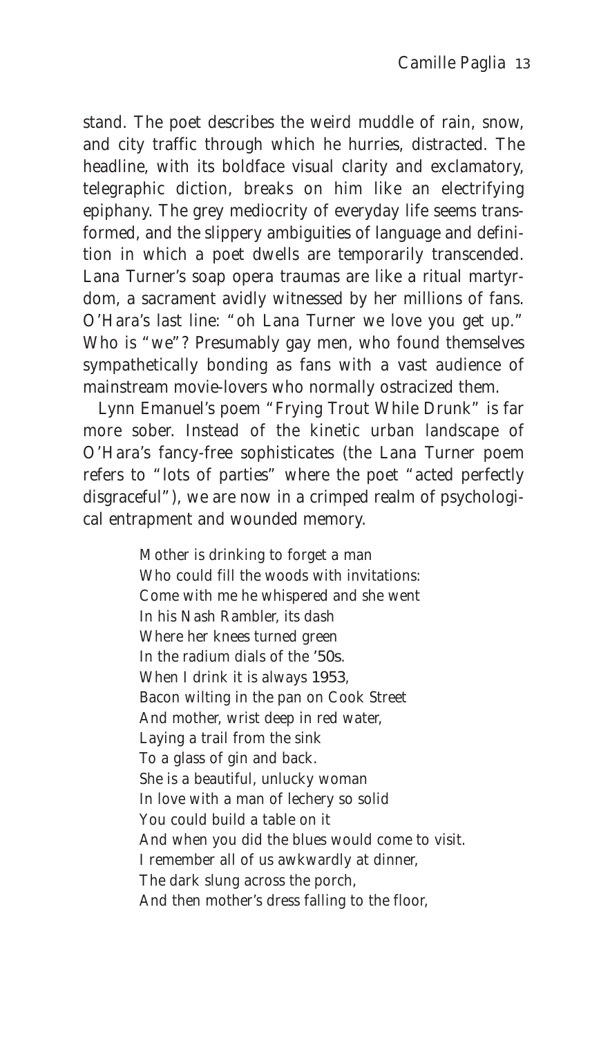stand. The poet describes the weird muddle of rain, snow, and city traffic through which he hurries, distracted. The headline, with its boldface visual clarity and exclamatory, telegraphic diction, breaks on him like an electrifying epiphany. The grey mediocrity of everyday life seems transformed, and the slippery ambiguities of language and definition in which a poet dwells are temporarily transcended. Lana Turner's soap opera traumas are like a ritual martyrdom, a sacrament avidly witnessed by her millions of fans. O'Hara's last line: "oh Lana Turner we love you get up." Who is "we"? Presumably gay men, who found themselves sympathetically bonding as fans with a vast audience of mainstream movie-lovers who normally ostracized them.

Lynn Emanuel's poem "Frying Trout While Drunk" is far more sober. Instead of the kinetic urban landscape of O'Hara's fancy-free sophisticates (the Lana Turner poem refers to "lots of parties" where the poet "acted perfectly disgraceful"), we are now in a crimped realm of psychological entrapment and wounded memory.

> Mother is drinking to forget a man  
> Who could fill the woods with invitations:  
> Come with me he whispered and she went  
> In his Nash Rambler, its dash  
> Where her knees turned green  
> In the radium dials of the '50s.  
> When I drink it is always 1953,  
> Bacon wilting in the pan on Cook Street  
> And mother, wrist deep in red water,  
> Laying a trail from the sink  
> To a glass of gin and back.  
> She is a beautiful, unlucky woman  
> In love with a man of lechery so solid  
> You could build a table on it  
> And when you did the blues would come to visit.  
> I remember all of us awkwardly at dinner,  
> The dark slung across the porch,  
> And then mother's dress falling to the floor,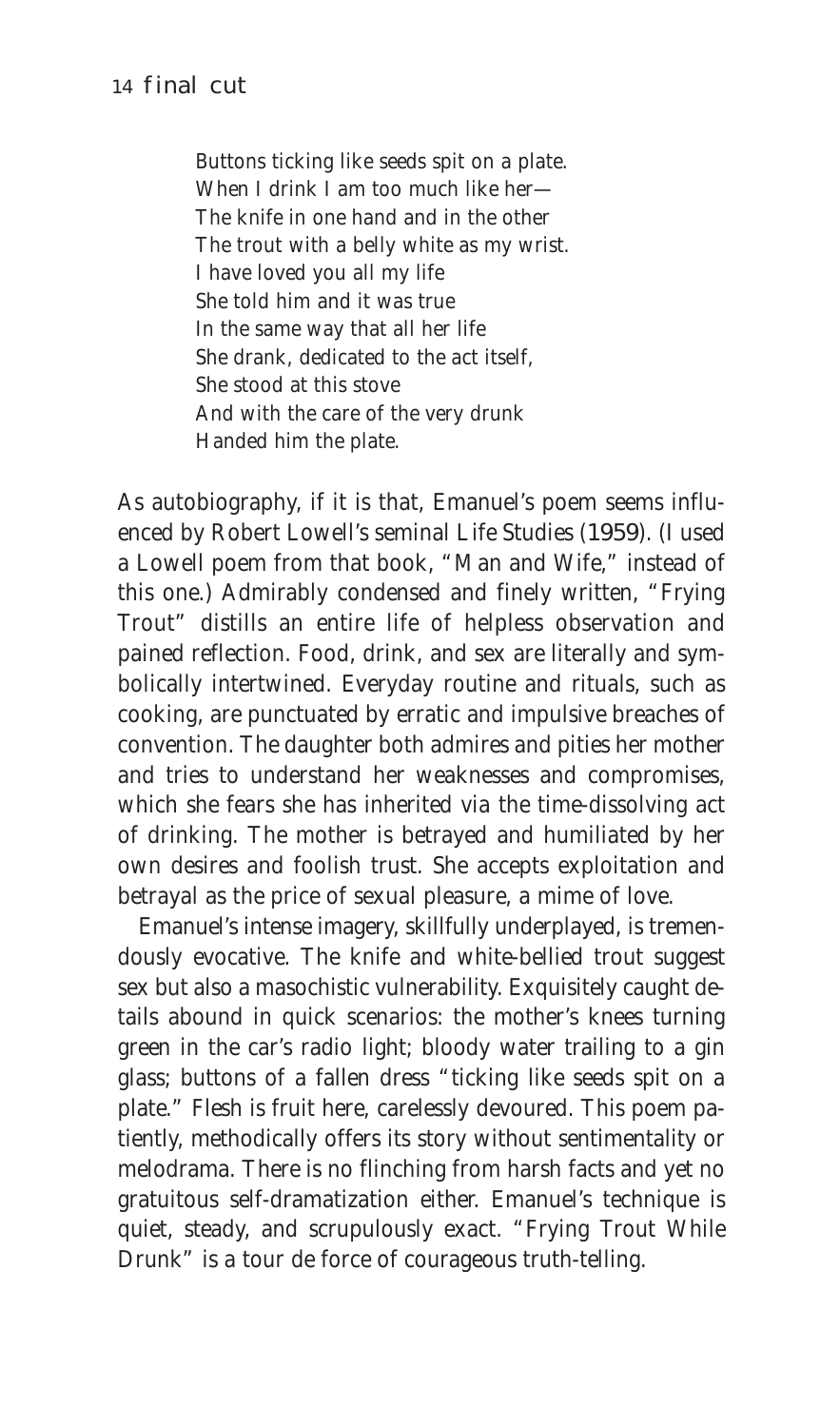Buttons ticking like seeds spit on a plate.  
When I drink I am too much like her—  
The knife in one hand and in the other  
The trout with a belly white as my wrist.  
I have loved you all my life  
She told him and it was true  
In the same way that all her life  
She drank, dedicated to the act itself,  
She stood at this stove  
And with the care of the very drunk  
Handed him the plate.

As autobiography, if it is that, Emanuel's poem seems influenced by Robert Lowell's seminal *Life Studies* (1959). (I used a Lowell poem from that book, "Man and Wife," instead of this one.) Admirably condensed and finely written, "Frying Trout" distills an entire life of helpless observation and pained reflection. Food, drink, and sex are literally and symbolically intertwined. Everyday routine and rituals, such as cooking, are punctuated by erratic and impulsive breaches of convention. The daughter both admires and pities her mother and tries to understand her weaknesses and compromises, which she fears she has inherited via the time-dissolving act of drinking. The mother is betrayed and humiliated by her own desires and foolish trust. She accepts exploitation and betrayal as the price of sexual pleasure, a mime of love.

Emanuel's intense imagery, skillfully underplayed, is tremendously evocative. The knife and white-bellied trout suggest sex but also a masochistic vulnerability. Exquisitely caught details abound in quick scenarios: the mother's knees turning green in the car's radio light; bloody water trailing to a gin glass; buttons of a fallen dress "ticking like seeds spit on a plate." Flesh is fruit here, carelessly devoured. This poem patiently, methodically offers its story without sentimentality or melodrama. There is no flinching from harsh facts and yet no gratuitous self-dramatization either. Emanuel's technique is quiet, steady, and scrupulously exact. "Frying Trout While Drunk" is a tour de force of courageous truth-telling.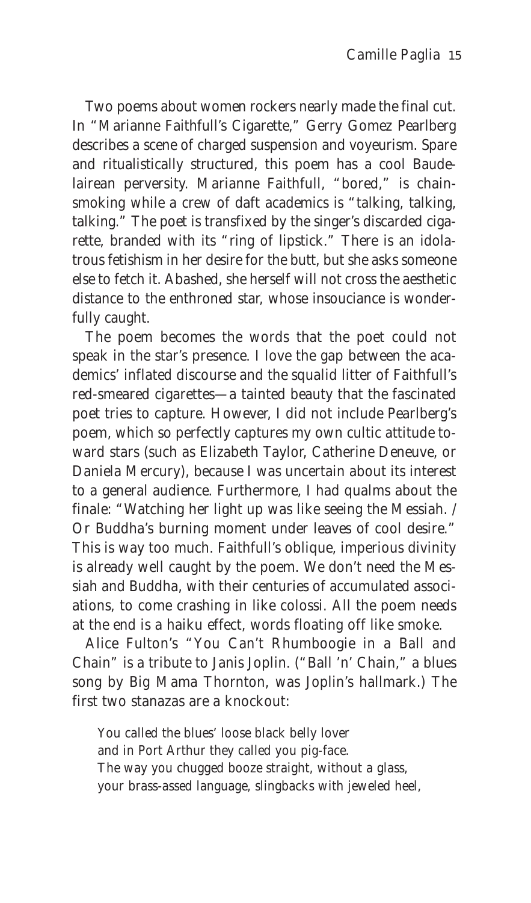Two poems about women rockers nearly made the final cut. In "Marianne Faithfull's Cigarette," Gerry Gomez Pearlberg describes a scene of charged suspension and voyeurism. Spare and ritualistically structured, this poem has a cool Baudelairean perversity. Marianne Faithfull, "bored," is chain-smoking while a crew of daft academics is "talking, talking, talking." The poet is transfixed by the singer's discarded cigarette, branded with its "ring of lipstick." There is an idolatrous fetishism in her desire for the butt, but she asks someone else to fetch it. Abashed, she herself will not cross the aesthetic distance to the enthroned star, whose insouciance is wonderfully caught.

The poem becomes the words that the poet could not speak in the star's presence. I love the gap between the academics' inflated discourse and the squalid litter of Faithfull's red-smeared cigarettes—a tainted beauty that the fascinated poet tries to capture. However, I did not include Pearlberg's poem, which so perfectly captures my own cultic attitude toward stars (such as Elizabeth Taylor, Catherine Deneuve, or Daniela Mercury), because I was uncertain about its interest to a general audience. Furthermore, I had qualms about the finale: "Watching her light up was like seeing the Messiah. / Or Buddha's burning moment under leaves of cool desire." This is way too much. Faithfull's oblique, imperious divinity is already well caught by the poem. We don't need the Messiah and Buddha, with their centuries of accumulated associations, to come crashing in like colossi. All the poem needs at the end is a haiku effect, words floating off like smoke.

Alice Fulton's "You Can't Rhumboogie in a Ball and Chain" is a tribute to Janis Joplin. ("Ball 'n' Chain," a blues song by Big Mama Thornton, was Joplin's hallmark.) The first two stanazas are a knockout:

> You called the blues' loose black belly lover
> and in Port Arthur they called you pig-face.
> The way you chugged booze straight, without a glass,
> your brass-assed language, slingbacks with jeweled heel,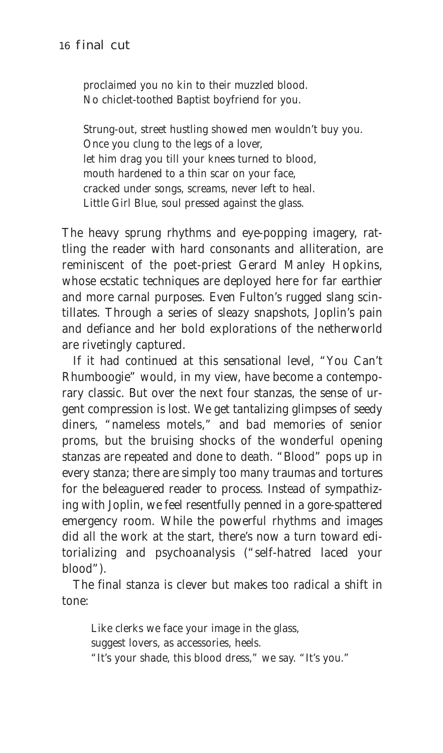> proclaimed you no kin to their muzzled blood.
> No chiclet-toothed Baptist boyfriend for you.
>
> Strung-out, street hustling showed men wouldn't buy you.
> Once you clung to the legs of a lover,
> let him drag you till your knees turned to blood,
> mouth hardened to a thin scar on your face,
> cracked under songs, screams, never left to heal.
> Little Girl Blue, soul pressed against the glass.

The heavy sprung rhythms and eye-popping imagery, rattling the reader with hard consonants and alliteration, are reminiscent of the poet-priest Gerard Manley Hopkins, whose ecstatic techniques are deployed here for far earthier and more carnal purposes. Even Fulton's rugged slang scintillates. Through a series of sleazy snapshots, Joplin's pain and defiance and her bold explorations of the netherworld are rivetingly captured.

If it had continued at this sensational level, "You Can't Rhumboogie" would, in my view, have become a contemporary classic. But over the next four stanzas, the sense of urgent compression is lost. We get tantalizing glimpses of seedy diners, "nameless motels," and bad memories of senior proms, but the bruising shocks of the wonderful opening stanzas are repeated and done to death. "Blood" pops up in every stanza; there are simply too many traumas and tortures for the beleaguered reader to process. Instead of sympathizing with Joplin, we feel resentfully penned in a gore-spattered emergency room. While the powerful rhythms and images did all the work at the start, there's now a turn toward editorializing and psychoanalysis ("self-hatred laced your blood").

The final stanza is clever but makes too radical a shift in tone:

> Like clerks we face your image in the glass,
> suggest lovers, as accessories, heels.
> "It's your shade, this blood dress," we say. "It's you."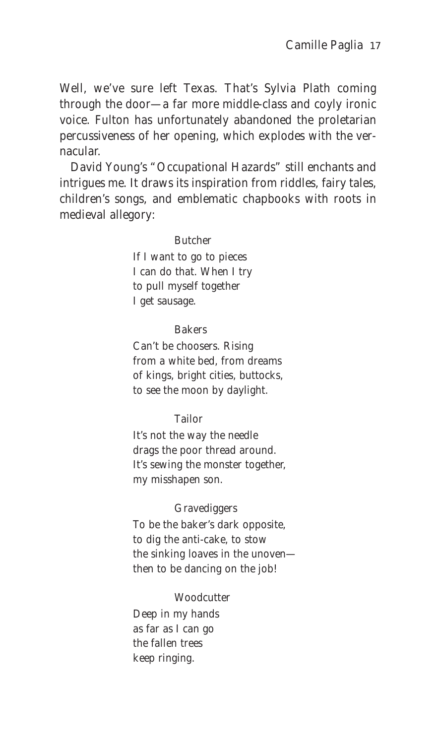Well, we've sure left Texas. That's Sylvia Plath coming through the door—a far more middle-class and coyly ironic voice. Fulton has unfortunately abandoned the proletarian percussiveness of her opening, which explodes with the vernacular.

David Young's "Occupational Hazards" still enchants and intrigues me. It draws its inspiration from riddles, fairy tales, children's songs, and emblematic chapbooks with roots in medieval allegory:

> Butcher
>
> If I want to go to pieces  
> I can do that. When I try  
> to pull myself together  
> I get sausage.
>
> Bakers
>
> Can't be choosers. Rising  
> from a white bed, from dreams  
> of kings, bright cities, buttocks,  
> to see the moon by daylight.
>
> Tailor
>
> It's not the way the needle  
> drags the poor thread around.  
> It's sewing the monster together,  
> my misshapen son.
>
> Gravediggers
>
> To be the baker's dark opposite,  
> to dig the anti-cake, to stow  
> the sinking loaves in the unoven—  
> then to be dancing on the job!
>
> Woodcutter
>
> Deep in my hands  
> as far as I can go  
> the fallen trees  
> keep ringing.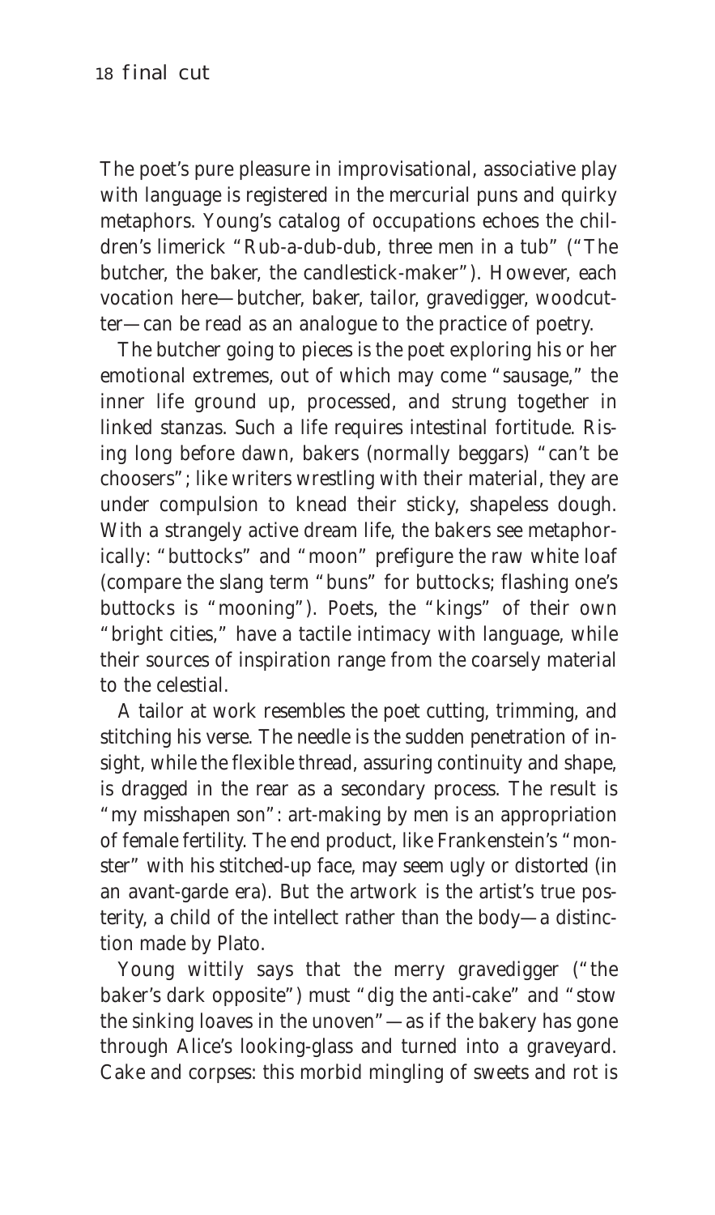The poet's pure pleasure in improvisational, associative play with language is registered in the mercurial puns and quirky metaphors. Young's catalog of occupations echoes the children's limerick "Rub-a-dub-dub, three men in a tub" ("The butcher, the baker, the candlestick-maker"). However, each vocation here—butcher, baker, tailor, gravedigger, woodcutter—can be read as an analogue to the practice of poetry.

The butcher going to pieces is the poet exploring his or her emotional extremes, out of which may come "sausage," the inner life ground up, processed, and strung together in linked stanzas. Such a life requires intestinal fortitude. Rising long before dawn, bakers (normally beggars) "can't be choosers"; like writers wrestling with their material, they are under compulsion to knead their sticky, shapeless dough. With a strangely active dream life, the bakers see metaphorically: "buttocks" and "moon" prefigure the raw white loaf (compare the slang term "buns" for buttocks; flashing one's buttocks is "mooning"). Poets, the "kings" of their own "bright cities," have a tactile intimacy with language, while their sources of inspiration range from the coarsely material to the celestial.

A tailor at work resembles the poet cutting, trimming, and stitching his verse. The needle is the sudden penetration of insight, while the flexible thread, assuring continuity and shape, is dragged in the rear as a secondary process. The result is "my misshapen son": art-making by men is an appropriation of female fertility. The end product, like Frankenstein's "monster" with his stitched-up face, may seem ugly or distorted (in an avant-garde era). But the artwork is the artist's true posterity, a child of the intellect rather than the body—a distinction made by Plato.

Young wittily says that the merry gravedigger ("the baker's dark opposite") must "dig the anti-cake" and "stow the sinking loaves in the unoven"—as if the bakery has gone through Alice's looking-glass and turned into a graveyard. Cake and corpses: this morbid mingling of sweets and rot is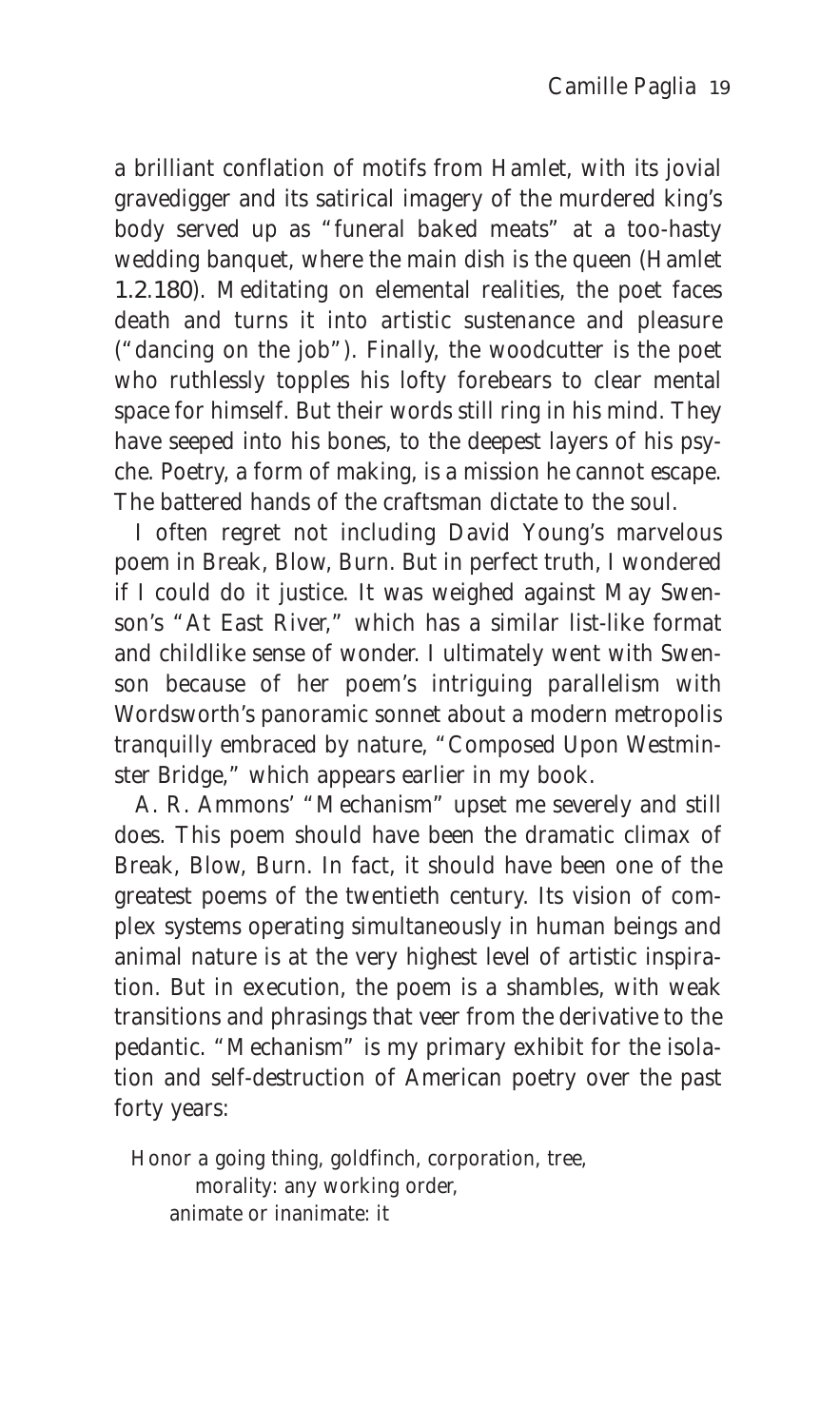a brilliant conflation of motifs from Hamlet, with its jovial gravedigger and its satirical imagery of the murdered king's body served up as "funeral baked meats" at a too-hasty wedding banquet, where the main dish is the queen (Hamlet 1.2.180). Meditating on elemental realities, the poet faces death and turns it into artistic sustenance and pleasure ("dancing on the job"). Finally, the woodcutter is the poet who ruthlessly topples his lofty forebears to clear mental space for himself. But their words still ring in his mind. They have seeped into his bones, to the deepest layers of his psyche. Poetry, a form of making, is a mission he cannot escape. The battered hands of the craftsman dictate to the soul.

I often regret not including David Young's marvelous poem in Break, Blow, Burn. But in perfect truth, I wondered if I could do it justice. It was weighed against May Swenson's "At East River," which has a similar list-like format and childlike sense of wonder. I ultimately went with Swenson because of her poem's intriguing parallelism with Wordsworth's panoramic sonnet about a modern metropolis tranquilly embraced by nature, "Composed Upon Westminster Bridge," which appears earlier in my book.

A. R. Ammons' "Mechanism" upset me severely and still does. This poem should have been the dramatic climax of Break, Blow, Burn. In fact, it should have been one of the greatest poems of the twentieth century. Its vision of complex systems operating simultaneously in human beings and animal nature is at the very highest level of artistic inspiration. But in execution, the poem is a shambles, with weak transitions and phrasings that veer from the derivative to the pedantic. "Mechanism" is my primary exhibit for the isolation and self-destruction of American poetry over the past forty years:

> Honor a going thing, goldfinch, corporation, tree,
> morality: any working order,
> animate or inanimate: it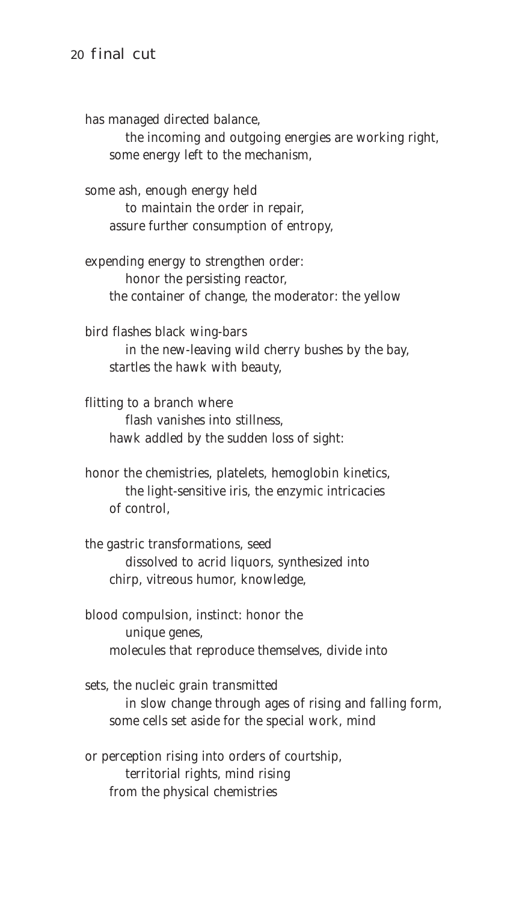has managed directed balance,
        the incoming and outgoing energies are working right,
    some energy left to the mechanism,

some ash, enough energy held
        to maintain the order in repair,
    assure further consumption of entropy,

expending energy to strengthen order:
        honor the persisting reactor,
    the container of change, the moderator: the yellow

bird flashes black wing-bars
        in the new-leaving wild cherry bushes by the bay,
    startles the hawk with beauty,

flitting to a branch where
        flash vanishes into stillness,
    hawk addled by the sudden loss of sight:

honor the chemistries, platelets, hemoglobin kinetics,
        the light-sensitive iris, the enzymic intricacies
    of control,

the gastric transformations, seed
        dissolved to acrid liquors, synthesized into
    chirp, vitreous humor, knowledge,

blood compulsion, instinct: honor the
        unique genes,
    molecules that reproduce themselves, divide into

sets, the nucleic grain transmitted
        in slow change through ages of rising and falling form,
    some cells set aside for the special work, mind

or perception rising into orders of courtship,
        territorial rights, mind rising
    from the physical chemistries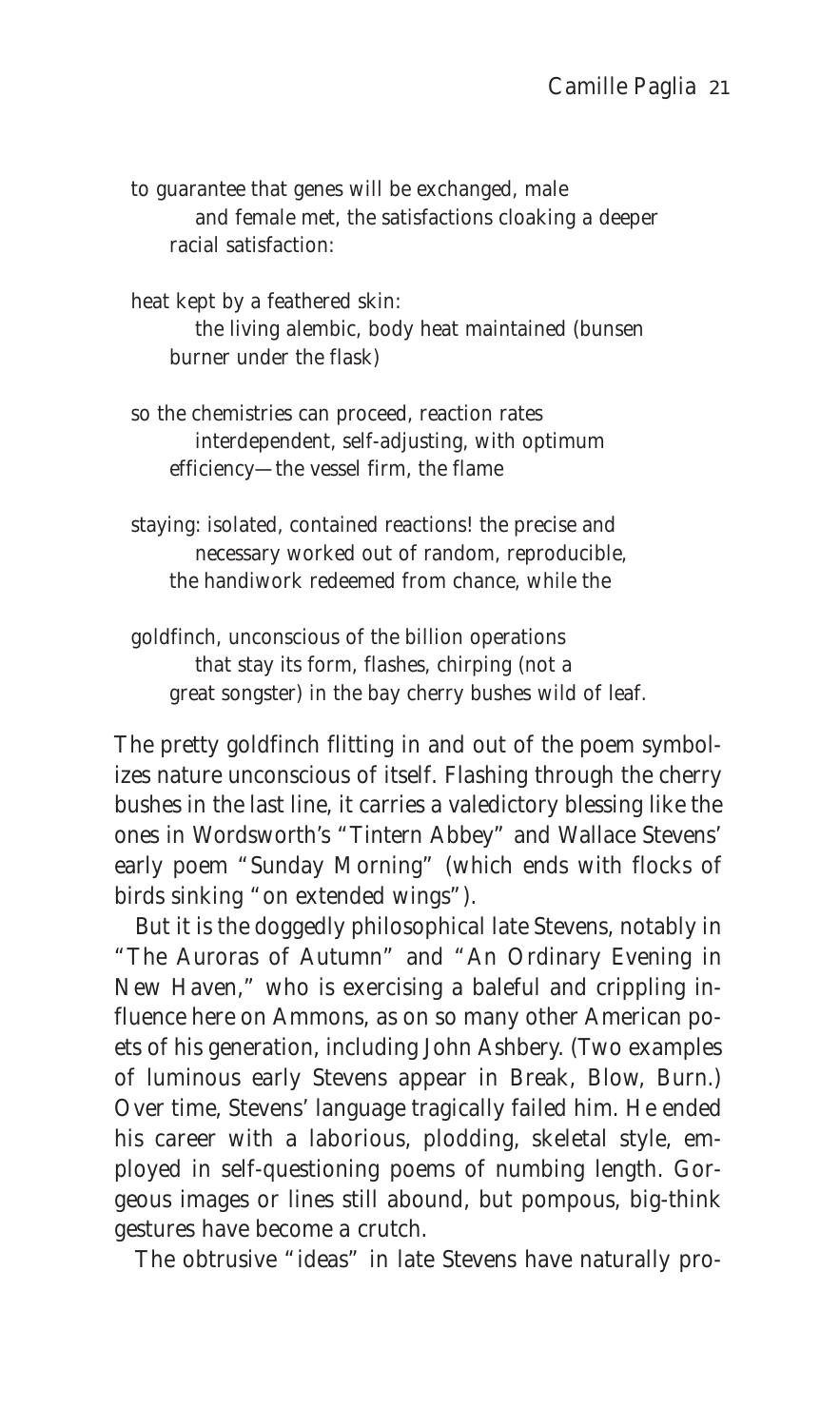to guarantee that genes will be exchanged, male
    and female met, the satisfactions cloaking a deeper
  racial satisfaction:

heat kept by a feathered skin:
    the living alembic, body heat maintained (bunsen
  burner under the flask)

so the chemistries can proceed, reaction rates
    interdependent, self-adjusting, with optimum
  efficiency—the vessel firm, the flame

staying: isolated, contained reactions! the precise and
    necessary worked out of random, reproducible,
  the handiwork redeemed from chance, while the

goldfinch, unconscious of the billion operations
    that stay its form, flashes, chirping (not a
  great songster) in the bay cherry bushes wild of leaf.

The pretty goldfinch flitting in and out of the poem symbolizes nature unconscious of itself. Flashing through the cherry bushes in the last line, it carries a valedictory blessing like the ones in Wordsworth's "Tintern Abbey" and Wallace Stevens' early poem "Sunday Morning" (which ends with flocks of birds sinking "on extended wings").

But it is the doggedly philosophical late Stevens, notably in "The Auroras of Autumn" and "An Ordinary Evening in New Haven," who is exercising a baleful and crippling influence here on Ammons, as on so many other American poets of his generation, including John Ashbery. (Two examples of luminous early Stevens appear in Break, Blow, Burn.) Over time, Stevens' language tragically failed him. He ended his career with a laborious, plodding, skeletal style, employed in self-questioning poems of numbing length. Gorgeous images or lines still abound, but pompous, big-think gestures have become a crutch.

The obtrusive "ideas" in late Stevens have naturally pro-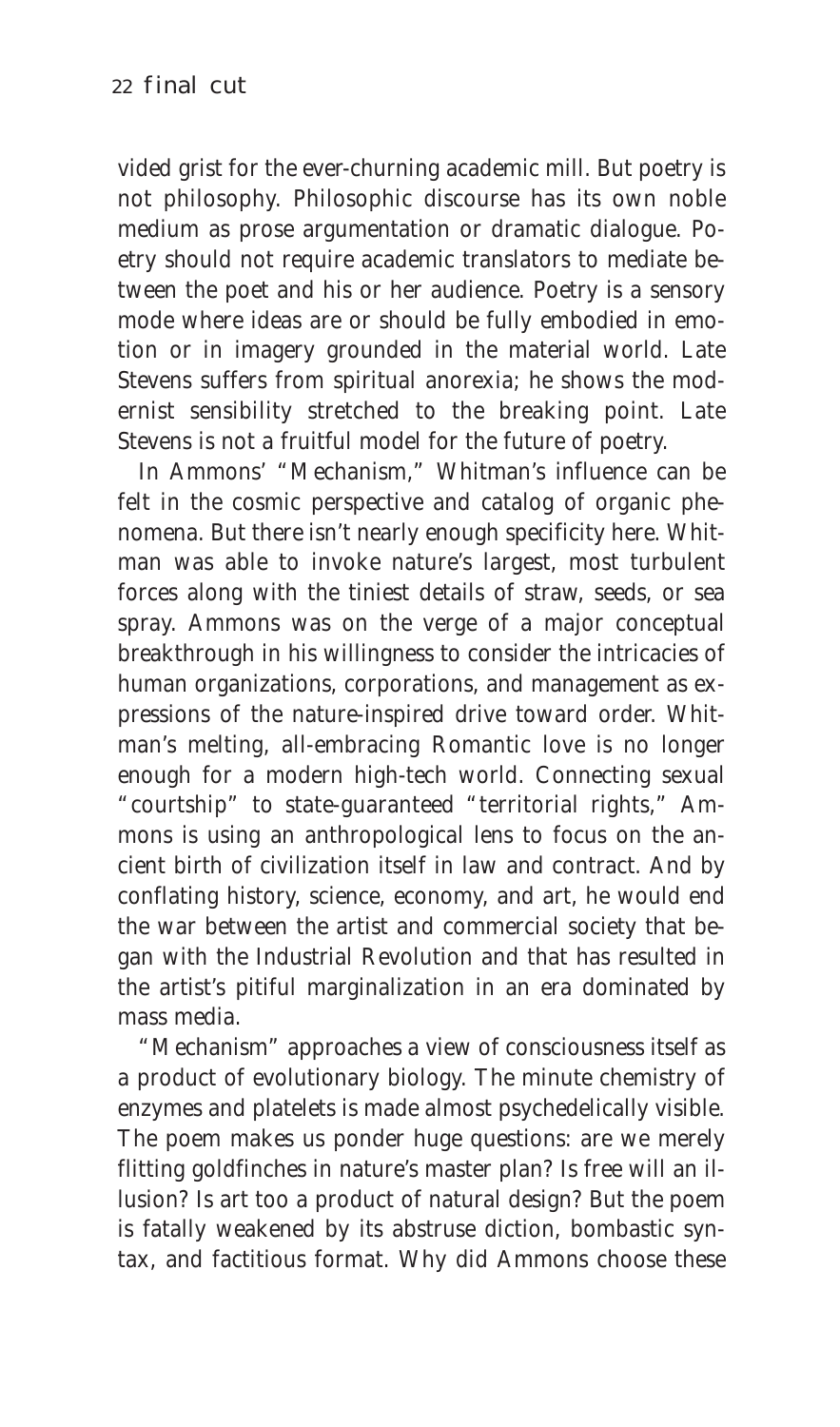vided grist for the ever-churning academic mill. But poetry is not philosophy. Philosophic discourse has its own noble medium as prose argumentation or dramatic dialogue. Poetry should not require academic translators to mediate between the poet and his or her audience. Poetry is a sensory mode where ideas are or should be fully embodied in emotion or in imagery grounded in the material world. Late Stevens suffers from spiritual anorexia; he shows the modernist sensibility stretched to the breaking point. Late Stevens is not a fruitful model for the future of poetry.

In Ammons' "Mechanism," Whitman's influence can be felt in the cosmic perspective and catalog of organic phenomena. But there isn't nearly enough specificity here. Whitman was able to invoke nature's largest, most turbulent forces along with the tiniest details of straw, seeds, or sea spray. Ammons was on the verge of a major conceptual breakthrough in his willingness to consider the intricacies of human organizations, corporations, and management as expressions of the nature-inspired drive toward order. Whitman's melting, all-embracing Romantic love is no longer enough for a modern high-tech world. Connecting sexual "courtship" to state-guaranteed "territorial rights," Ammons is using an anthropological lens to focus on the ancient birth of civilization itself in law and contract. And by conflating history, science, economy, and art, he would end the war between the artist and commercial society that began with the Industrial Revolution and that has resulted in the artist's pitiful marginalization in an era dominated by mass media.

"Mechanism" approaches a view of consciousness itself as a product of evolutionary biology. The minute chemistry of enzymes and platelets is made almost psychedelically visible. The poem makes us ponder huge questions: are we merely flitting goldfinches in nature's master plan? Is free will an illusion? Is art too a product of natural design? But the poem is fatally weakened by its abstruse diction, bombastic syntax, and factitious format. Why did Ammons choose these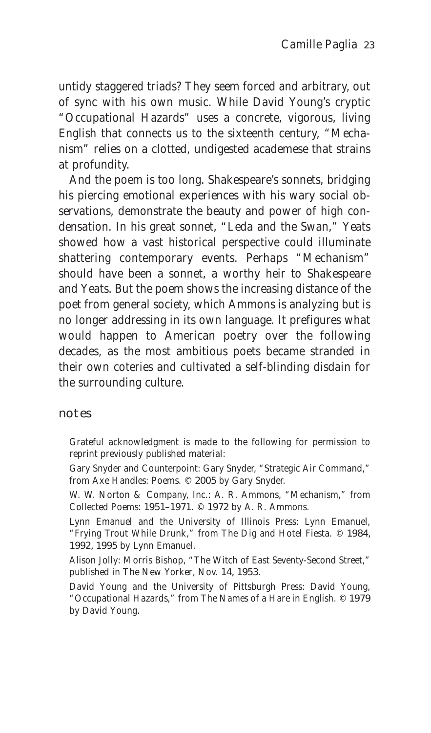untidy staggered triads? They seem forced and arbitrary, out of sync with his own music. While David Young's cryptic "Occupational Hazards" uses a concrete, vigorous, living English that connects us to the sixteenth century, "Mechanism" relies on a clotted, undigested academese that strains at profundity.

And the poem is too long. Shakespeare's sonnets, bridging his piercing emotional experiences with his wary social observations, demonstrate the beauty and power of high condensation. In his great sonnet, "Leda and the Swan," Yeats showed how a vast historical perspective could illuminate shattering contemporary events. Perhaps "Mechanism" should have been a sonnet, a worthy heir to Shakespeare and Yeats. But the poem shows the increasing distance of the poet from general society, which Ammons is analyzing but is no longer addressing in its own language. It prefigures what would happen to American poetry over the following decades, as the most ambitious poets became stranded in their own coteries and cultivated a self-blinding disdain for the surrounding culture.

## notes

Grateful acknowledgment is made to the following for permission to reprint previously published material:

Gary Snyder and Counterpoint: Gary Snyder, "Strategic Air Command," from *Axe Handles: Poems*. © 2005 by Gary Snyder.

W. W. Norton & Company, Inc.: A. R. Ammons, "Mechanism," from *Collected Poems: 1951–1971*. © 1972 by A. R. Ammons.

Lynn Emanuel and the University of Illinois Press: Lynn Emanuel, "Frying Trout While Drunk," from *The Dig and Hotel Fiesta*. © 1984, 1992, 1995 by Lynn Emanuel.

Alison Jolly: Morris Bishop, "The Witch of East Seventy-Second Street," published in *The New Yorker*, Nov. 14, 1953.

David Young and the University of Pittsburgh Press: David Young, "Occupational Hazards," from *The Names of a Hare in English*. © 1979 by David Young.